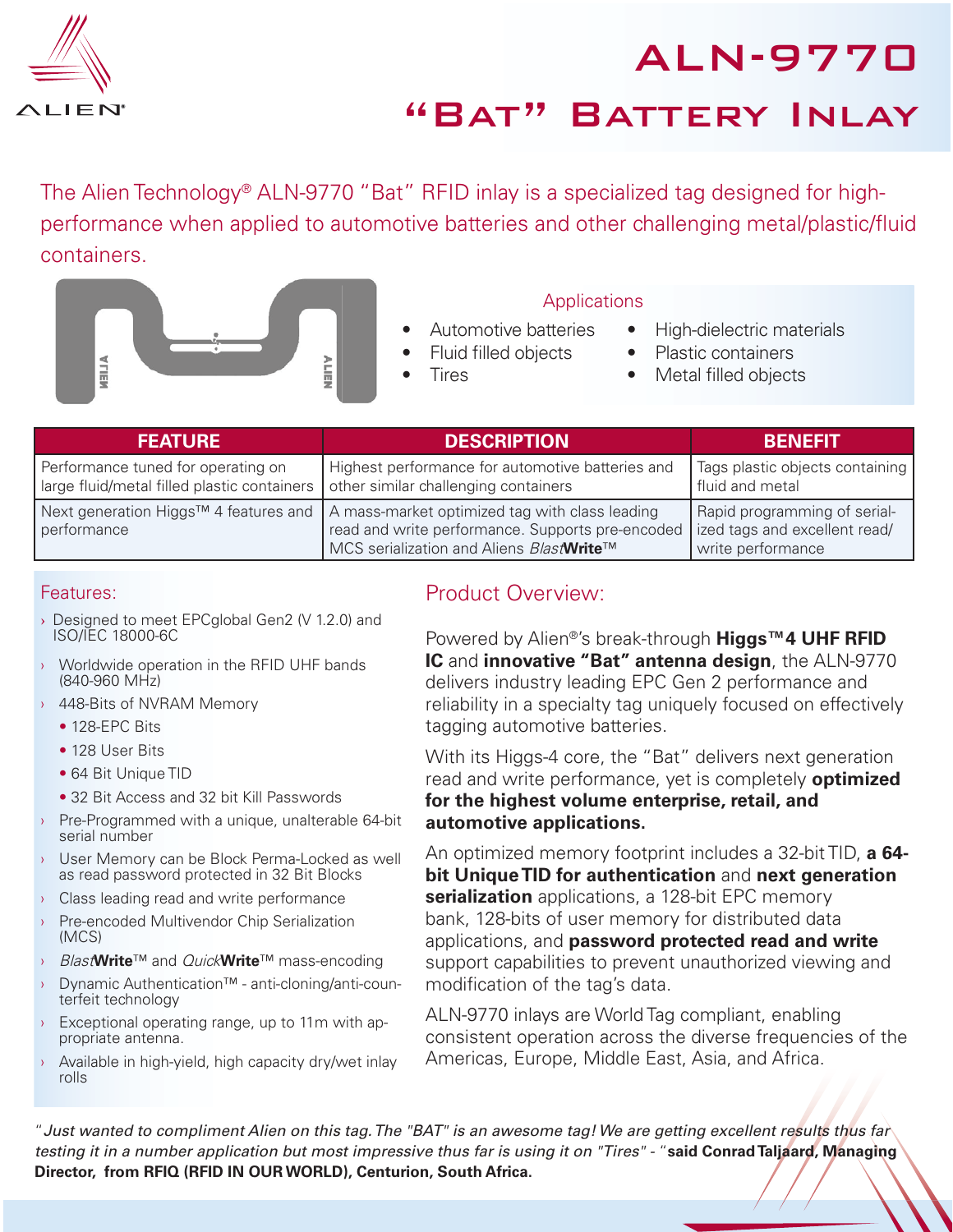# ALN-9770

## "Bat" Battery Inlay

The Alien Technology® ALN-9770 "Bat" RFID inlay is a specialized tag designed for high-performance when applied to automotive batteries and other challenging metal/plastic/fluid containers.

### Applications

- Automotive batteries
- Fluid filled objects
- Tires
- High-dielectric materials
- Plastic containers
- Metal filled objects

| FEATURE | DESCRIPTION | BENEFIT |
|---|---|---|
| Performance tuned for operating on large fluid/metal filled plastic containers | Highest performance for automotive batteries and other similar challenging containers | Tags plastic objects containing fluid and metal |
| Next generation Higgs™ 4 features and performance | A mass-market optimized tag with class leading read and write performance. Supports pre-encoded MCS serialization and Aliens *Blast***Write**™ | Rapid programming of serialized tags and excellent read/write performance |

### Features:

- Designed to meet EPCglobal Gen2 (V 1.2.0) and ISO/IEC 18000-6C
- Worldwide operation in the RFID UHF bands (840-960 MHz)
- 448-Bits of NVRAM Memory
  - 128-EPC Bits
  - 128 User Bits
  - 64 Bit Unique TID
  - 32 Bit Access and 32 bit Kill Passwords
- Pre-Programmed with a unique, unalterable 64-bit serial number
- User Memory can be Block Perma-Locked as well as read password protected in 32 Bit Blocks
- Class leading read and write performance
- Pre-encoded Multivendor Chip Serialization (MCS)
- *Blast***Write**™ and *Quick***Write**™ mass-encoding
- Dynamic Authentication™ - anti-cloning/anti-counterfeit technology
- Exceptional operating range, up to 11m with appropriate antenna.
- Available in high-yield, high capacity dry/wet inlay rolls

### Product Overview:

Powered by Alien®'s break-through **Higgs™4 UHF RFID IC** and **innovative "Bat" antenna design**, the ALN-9770 delivers industry leading EPC Gen 2 performance and reliability in a specialty tag uniquely focused on effectively tagging automotive batteries.

With its Higgs-4 core, the "Bat" delivers next generation read and write performance, yet is completely **optimized for the highest volume enterprise, retail, and automotive applications.**

An optimized memory footprint includes a 32-bit TID, **a 64-bit Unique TID for authentication** and **next generation serialization** applications, a 128-bit EPC memory bank, 128-bits of user memory for distributed data applications, and **password protected read and write** support capabilities to prevent unauthorized viewing and modification of the tag's data.

ALN-9770 inlays are World Tag compliant, enabling consistent operation across the diverse frequencies of the Americas, Europe, Middle East, Asia, and Africa.

*"Just wanted to compliment Alien on this tag. The "BAT" is an awesome tag! We are getting excellent results thus far testing it in a number application but most impressive thus far is using it on "Tires" - "* **said Conrad Taljaard, Managing Director, from RFIQ (RFID IN OUR WORLD), Centurion, South Africa.**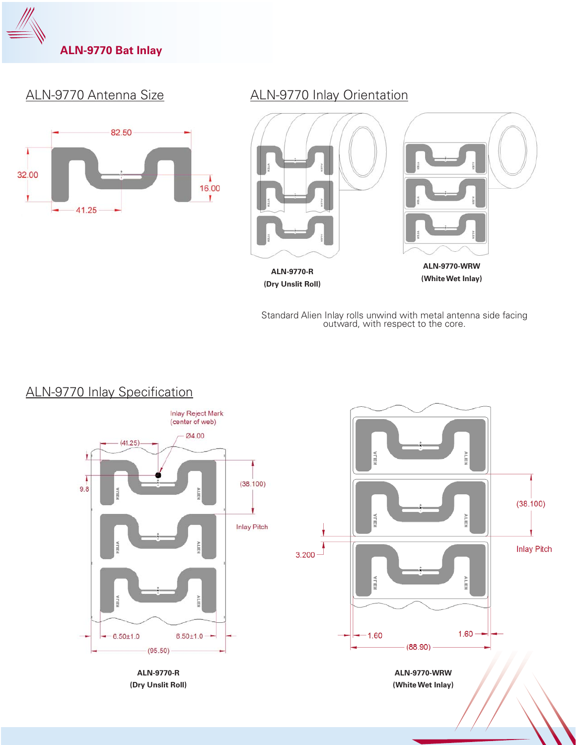# ALN-9770 Bat Inlay

## ALN-9770 Antenna Size

82.50

32.00

16.00

41.25

## ALN-9770 Inlay Orientation

**ALN-9770-R**
**(Dry Unslit Roll)**

**ALN-9770-WRW**
**(White Wet Inlay)**

Standard Alien Inlay rolls unwind with metal antenna side facing outward, with respect to the core.

## ALN-9770 Inlay Specification

Inlay Reject Mark (center of web)

Ø4.00

(41.25)

9.8

(38.100)

Inlay Pitch

6.50±1.0

6.50±1.0

(95.50)

**ALN-9770-R**
**(Dry Unslit Roll)**

(38.100)

Inlay Pitch

3.200

1.60

1.60

(88.90)

**ALN-9770-WRW**
**(White Wet Inlay)**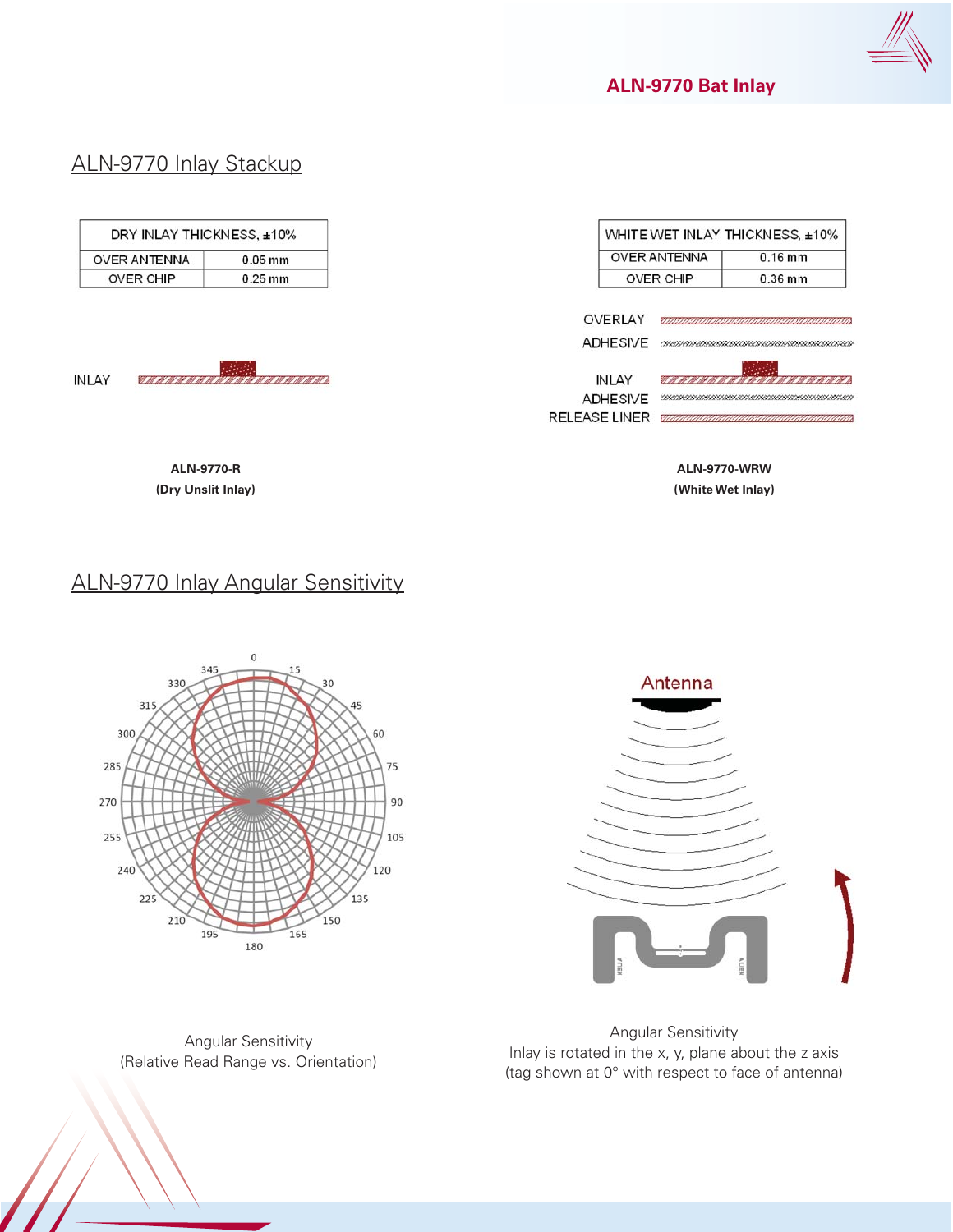## ALN-9770 Inlay Stackup

| DRY INLAY THICKNESS, ±10% | |
|---|---|
| OVER ANTENNA | 0.05 mm |
| OVER CHIP | 0.25 mm |

INLAY

**ALN-9770-R**
**(Dry Unslit Inlay)**

| WHITE WET INLAY THICKNESS, ±10% | |
|---|---|
| OVER ANTENNA | 0.16 mm |
| OVER CHIP | 0.36 mm |

OVERLAY
ADHESIVE
INLAY
ADHESIVE
RELEASE LINER

**ALN-9770-WRW**
**(White Wet Inlay)**

## ALN-9770 Inlay Angular Sensitivity

Angular Sensitivity
(Relative Read Range vs. Orientation)

Antenna

Angular Sensitivity
Inlay is rotated in the x, y, plane about the z axis
(tag shown at 0° with respect to face of antenna)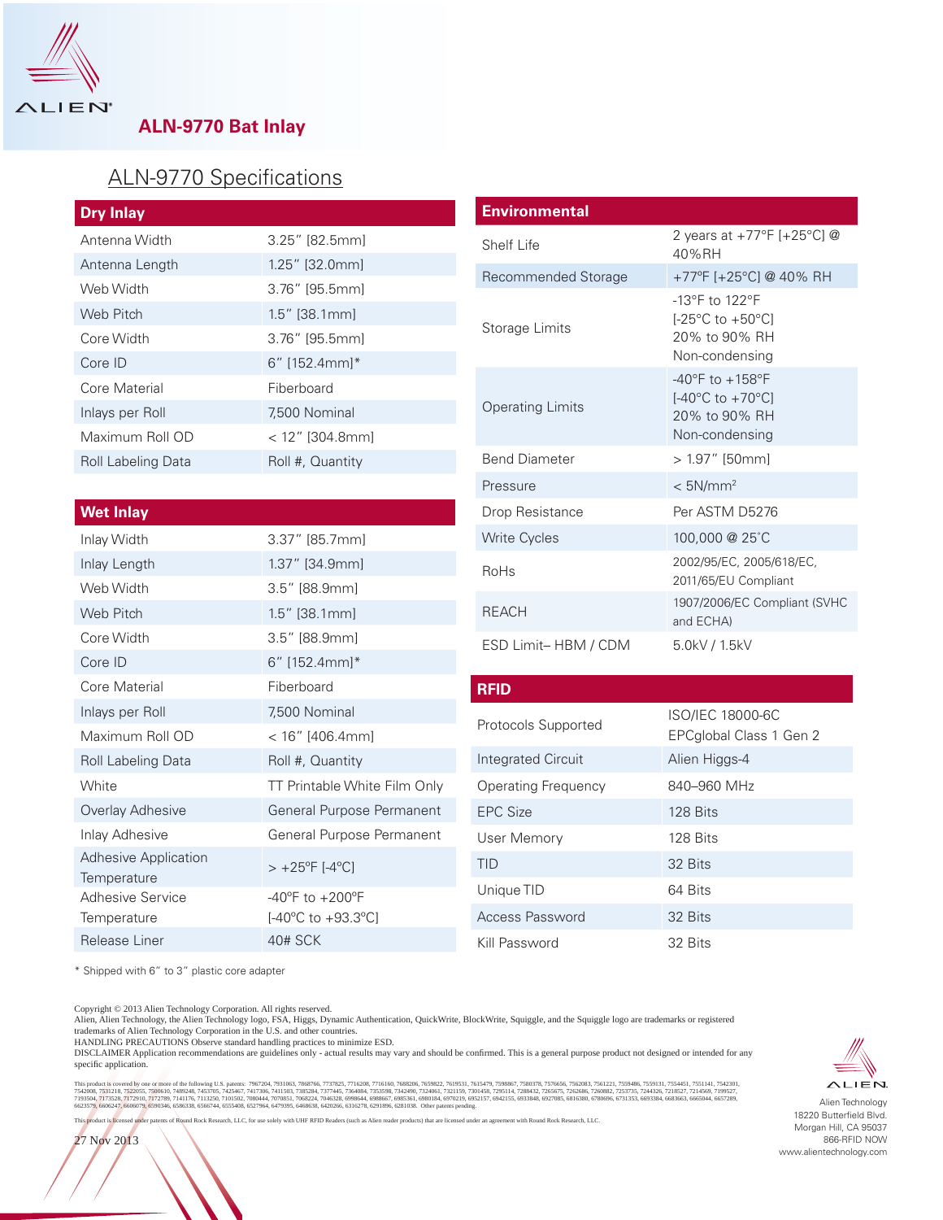ALIEN

## ALN-9770 Bat Inlay

# ALN-9770 Specifications

| Dry Inlay | |
|---|---|
| Antenna Width | 3.25" [82.5mm] |
| Antenna Length | 1.25" [32.0mm] |
| Web Width | 3.76" [95.5mm] |
| Web Pitch | 1.5" [38.1mm] |
| Core Width | 3.76" [95.5mm] |
| Core ID | 6" [152.4mm]* |
| Core Material | Fiberboard |
| Inlays per Roll | 7,500 Nominal |
| Maximum Roll OD | < 12" [304.8mm] |
| Roll Labeling Data | Roll #, Quantity |

| Wet Inlay | |
|---|---|
| Inlay Width | 3.37" [85.7mm] |
| Inlay Length | 1.37" [34.9mm] |
| Web Width | 3.5" [88.9mm] |
| Web Pitch | 1.5" [38.1mm] |
| Core Width | 3.5" [88.9mm] |
| Core ID | 6" [152.4mm]* |
| Core Material | Fiberboard |
| Inlays per Roll | 7,500 Nominal |
| Maximum Roll OD | < 16" [406.4mm] |
| Roll Labeling Data | Roll #, Quantity |
| White | TT Printable White Film Only |
| Overlay Adhesive | General Purpose Permanent |
| Inlay Adhesive | General Purpose Permanent |
| Adhesive Application Temperature | > +25°F [-4°C] |
| Adhesive Service Temperature | -40°F to +200°F [-40°C to +93.3°C] |
| Release Liner | 40# SCK |

\* Shipped with 6" to 3" plastic core adapter

| Environmental | |
|---|---|
| Shelf Life | 2 years at +77°F [+25°C] @ 40%RH |
| Recommended Storage | +77°F [+25°C] @ 40% RH |
| Storage Limits | -13°F to 122°F [-25°C to +50°C] 20% to 90% RH Non-condensing |
| Operating Limits | -40°F to +158°F [-40°C to +70°C] 20% to 90% RH Non-condensing |
| Bend Diameter | > 1.97" [50mm] |
| Pressure | < 5N/mm² |
| Drop Resistance | Per ASTM D5276 |
| Write Cycles | 100,000 @ 25˚C |
| RoHs | 2002/95/EC, 2005/618/EC, 2011/65/EU Compliant |
| REACH | 1907/2006/EC Compliant (SVHC and ECHA) |
| ESD Limit– HBM / CDM | 5.0kV / 1.5kV |

| RFID | |
|---|---|
| Protocols Supported | ISO/IEC 18000-6C EPCglobal Class 1 Gen 2 |
| Integrated Circuit | Alien Higgs-4 |
| Operating Frequency | 840–960 MHz |
| EPC Size | 128 Bits |
| User Memory | 128 Bits |
| TID | 32 Bits |
| Unique TID | 64 Bits |
| Access Password | 32 Bits |
| Kill Password | 32 Bits |

Copyright © 2013 Alien Technology Corporation. All rights reserved.
Alien, Alien Technology, the Alien Technology logo, FSA, Higgs, Dynamic Authentication, QuickWrite, BlockWrite, Squiggle, and the Squiggle logo are trademarks or registered trademarks of Alien Technology Corporation in the U.S. and other countries.
HANDLING PRECAUTIONS Observe standard handling practices to minimize ESD.
DISCLAIMER Application recommendations are guidelines only - actual results may vary and should be confirmed. This is a general purpose product not designed or intended for any specific application.

This product is covered by one or more of the following U.S. patents: 7967204, 7931063, 7868766, 7737825, 7716208, 7716160, 7688206, 7659822, 7619531, 7615479, 7598867, 7580378, 7576656, 7562083, 7561221, 7559486, 7559131, 7554451, 7551141, 7542301, 7542008, 7531218, 7522055, 7500610, 7489248, 7453705, 7425467, 7417306, 7411503, 7385284, 7377445, 7364084, 7353598, 7342490, 7324061, 7321159, 7301458, 7295114, 7288432, 7265675, 7262686, 7260882, 7253735, 7244326, 7218527, 7214569, 7199527, 7193504, 7173528, 7172910, 7172789, 7141176, 7113250, 7101502, 7080444, 7070851, 7068224, 7046328, 6998644, 6988667, 6985361, 6980184, 6970219, 6952157, 6942155, 6933848, 6927085, 6816380, 6780696, 6731353, 6693384, 6683663, 6665044, 6657289, 6623579, 6606247, 6606079, 6590346, 6586338, 6566744, 6555408, 6527964, 6479395, 6468638, 6420266, 6316278, 6291896, 6281038. Other patents pending.

This product is licensed under patents of Round Rock Research, LLC, for use solely with UHF RFID Readers (such as Alien reader products) that are licensed under an agreement with Round Rock Research, LLC.

27 Nov 2013

ALIEN
Alien Technology
18220 Butterfield Blvd.
Morgan Hill, CA 95037
866-RFID NOW
www.alientechnology.com